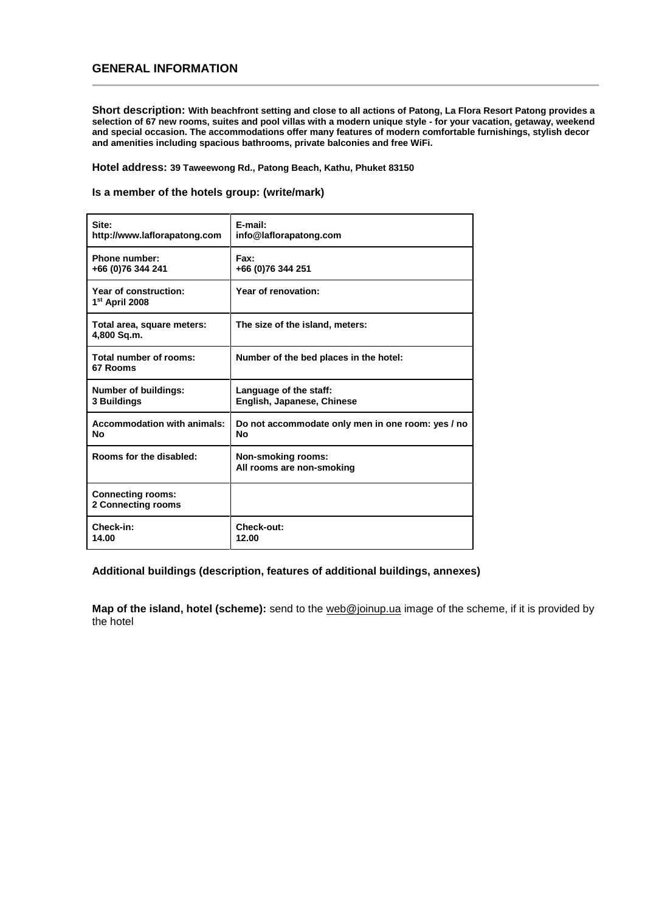## GENERAL INFORMATION

**Short description: With beachfront setting and close to all actions of Patong, La Flora Resort Patong provides a selection of 67 new rooms, suites and pool villas with a modern unique style - for your vacation, getaway, weekend and special occasion. The accommodations offer many features of modern comfortable furnishings, stylish decor and amenities including spacious bathrooms, private balconies and free WiFi.**

**Hotel address: 39 Taweewong Rd., Patong Beach, Kathu, Phuket 83150**

**Is a member of the hotels group: (write/mark)**

| | |
|---|---|
| **Site:**<br>**http://www.laflorapatong.com** | **E-mail:**<br>**info@laflorapatong.com** |
| **Phone number:**<br>**+66 (0)76 344 241** | **Fax:**<br>**+66 (0)76 344 251** |
| **Year of construction:**<br>**1st April 2008** | **Year of renovation:** |
| **Total area, square meters:**<br>**4,800 Sq.m.** | **The size of the island, meters:** |
| **Total number of rooms:**<br>**67 Rooms** | **Number of the bed places in the hotel:** |
| **Number of buildings:**<br>**3 Buildings** | **Language of the staff:**<br>**English, Japanese, Chinese** |
| **Accommodation with animals:**<br>**No** | **Do not accommodate only men in one room: yes / no**<br>**No** |
| **Rooms for the disabled:** | **Non-smoking rooms:**<br>**All rooms are non-smoking** |
| **Connecting rooms:**<br>**2 Connecting rooms** | |
| **Check-in:**<br>**14.00** | **Check-out:**<br>**12.00** |

**Additional buildings (description, features of additional buildings, annexes)**

**Map of the island, hotel (scheme):** send to the web@joinup.ua image of the scheme, if it is provided by the hotel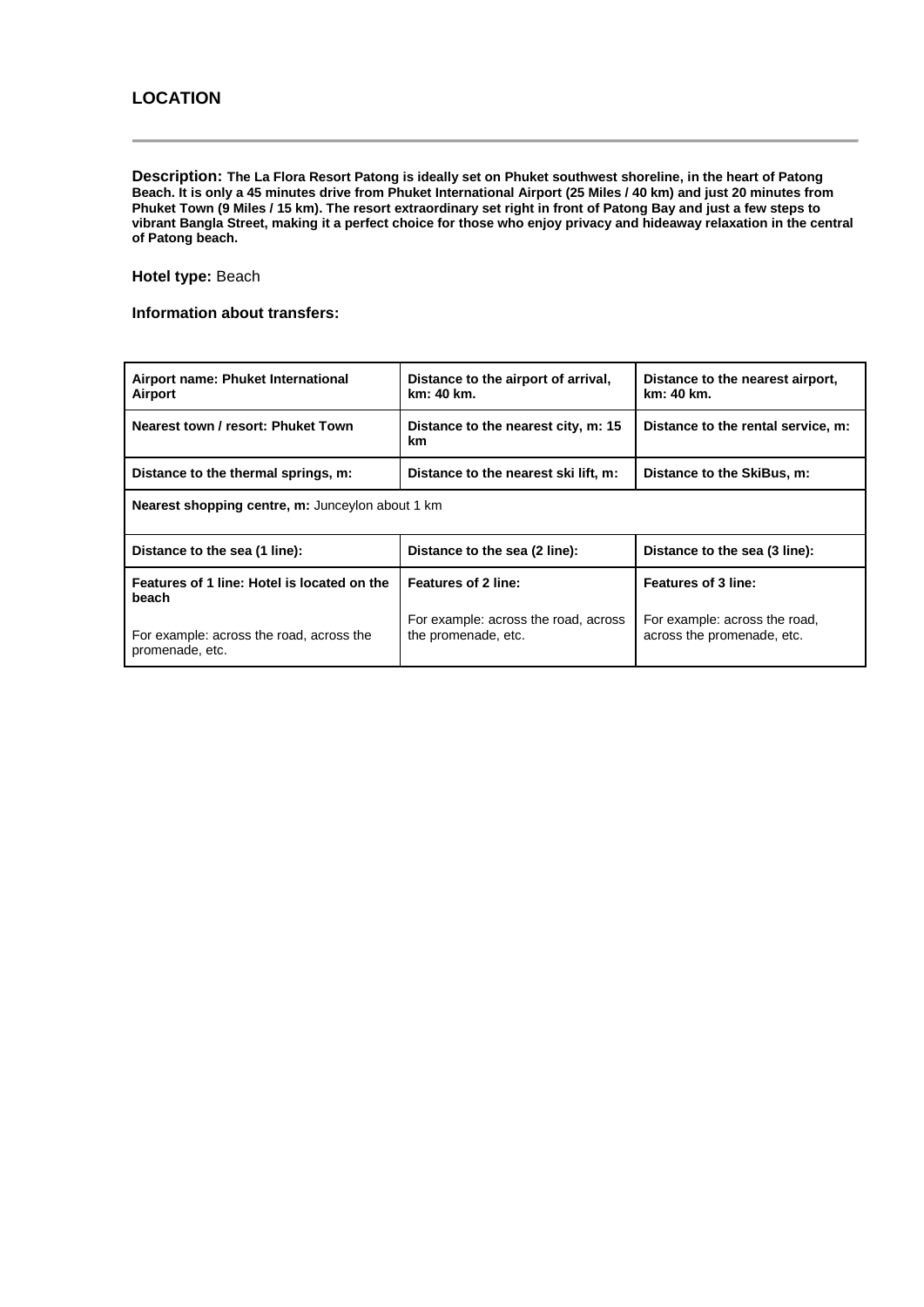## LOCATION

**Description: The La Flora Resort Patong is ideally set on Phuket southwest shoreline, in the heart of Patong Beach. It is only a 45 minutes drive from Phuket International Airport (25 Miles / 40 km) and just 20 minutes from Phuket Town (9 Miles / 15 km). The resort extraordinary set right in front of Patong Bay and just a few steps to vibrant Bangla Street, making it a perfect choice for those who enjoy privacy and hideaway relaxation in the central of Patong beach.**

**Hotel type:** Beach

**Information about transfers:**

| **Airport name: Phuket International Airport** | **Distance to the airport of arrival, km: 40 km.** | **Distance to the nearest airport, km: 40 km.** |
|---|---|---|
| **Nearest town / resort: Phuket Town** | **Distance to the nearest city, m: 15 km** | **Distance to the rental service, m:** |
| **Distance to the thermal springs, m:** | **Distance to the nearest ski lift, m:** | **Distance to the SkiBus, m:** |
| **Nearest shopping centre, m:** Junceylon about 1 km | | |
| **Distance to the sea (1 line):** | **Distance to the sea (2 line):** | **Distance to the sea (3 line):** |
| **Features of 1 line: Hotel is located on the beach**<br><br>For example: across the road, across the promenade, etc. | **Features of 2 line:**<br><br>For example: across the road, across the promenade, etc. | **Features of 3 line:**<br><br>For example: across the road, across the promenade, etc. |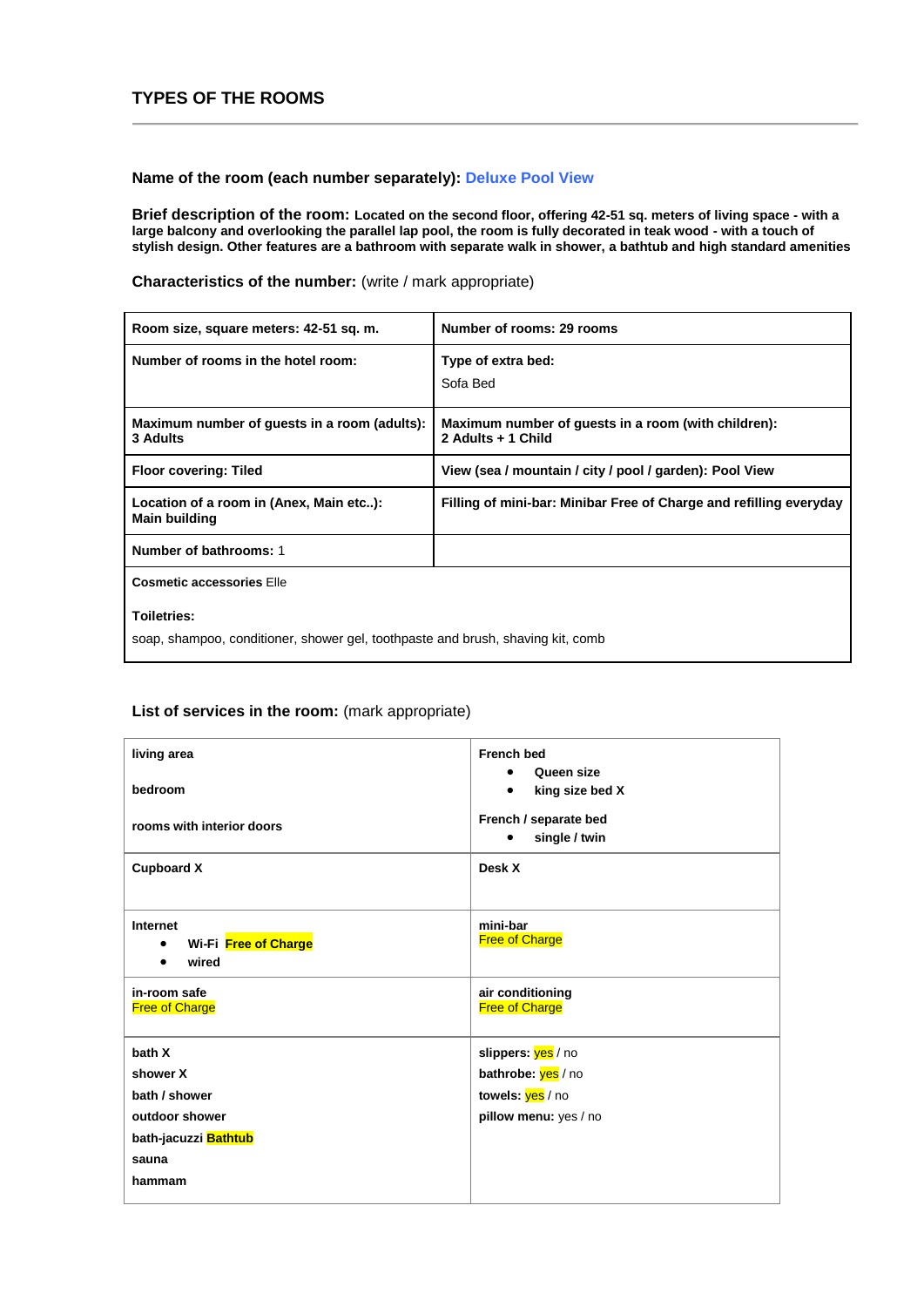## TYPES OF THE ROOMS

**Name of the room (each number separately):** Deluxe Pool View

**Brief description of the room:** **Located on the second floor, offering 42-51 sq. meters of living space - with a large balcony and overlooking the parallel lap pool, the room is fully decorated in teak wood - with a touch of stylish design. Other features are a bathroom with separate walk in shower, a bathtub and high standard amenities**

**Characteristics of the number:** (write / mark appropriate)

| | |
|---|---|
| **Room size, square meters: 42-51 sq. m.** | **Number of rooms: 29 rooms** |
| **Number of rooms in the hotel room:** | **Type of extra bed:** Sofa Bed |
| **Maximum number of guests in a room (adults): 3 Adults** | **Maximum number of guests in a room (with children): 2 Adults + 1 Child** |
| **Floor covering: Tiled** | **View (sea / mountain / city / pool / garden): Pool View** |
| **Location of a room in (Anex, Main etc..): Main building** | **Filling of mini-bar: Minibar Free of Charge and refilling everyday** |
| **Number of bathrooms:** 1 | |
| **Cosmetic accessories** Elle<br>**Toiletries:**<br>soap, shampoo, conditioner, shower gel, toothpaste and brush, shaving kit, comb | |

**List of services in the room:** (mark appropriate)

| | |
|---|---|
| **living area**<br>**bedroom**<br>**rooms with interior doors** | **French bed**<br>• **Queen size**<br>• **king size bed X**<br>**French / separate bed**<br>• **single / twin** |
| **Cupboard X** | **Desk X** |
| **Internet**<br>• **Wi-Fi Free of Charge**<br>• **wired** | **mini-bar**<br>Free of Charge |
| **in-room safe**<br>Free of Charge | **air conditioning**<br>Free of Charge |
| **bath X**<br>**shower X**<br>**bath / shower**<br>**outdoor shower**<br>**bath-jacuzzi Bathtub**<br>**sauna**<br>**hammam** | **slippers:** yes / no<br>**bathrobe:** yes / no<br>**towels:** yes / no<br>**pillow menu:** yes / no |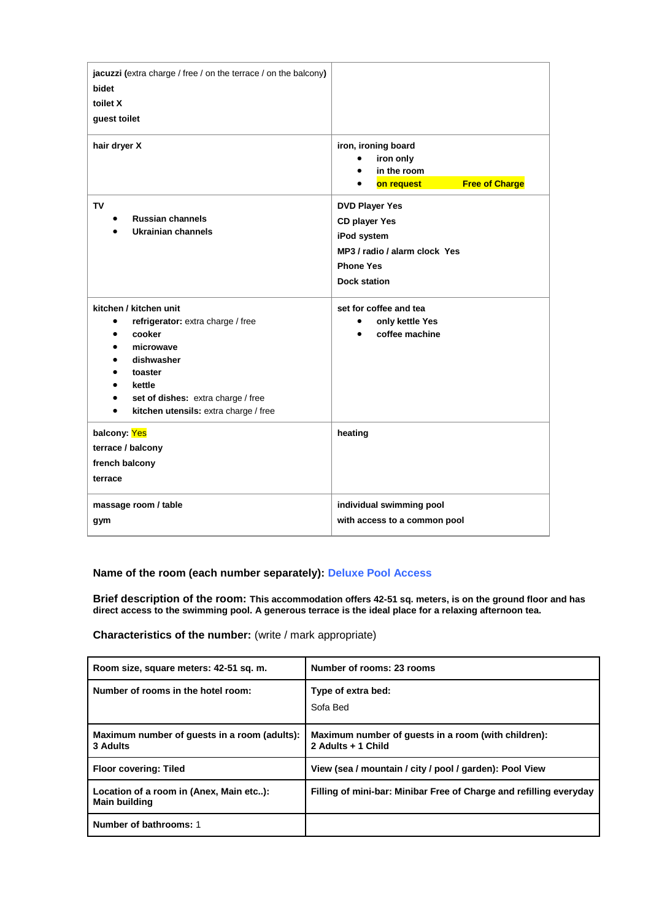| | |
|---|---|
| **jacuzzi (**extra charge / free / on the terrace / on the balcony**)**<br>**bidet**<br>**toilet X**<br>**guest toilet** | |
| **hair dryer X** | **iron, ironing board**<br>• **iron only**<br>• **in the room**<br>• **on request Free of Charge** |
| **TV**<br>• **Russian channels**<br>• **Ukrainian channels** | **DVD Player Yes**<br>**CD player Yes**<br>**iPod system**<br>**MP3 / radio / alarm clock Yes**<br>**Phone Yes**<br>**Dock station** |
| **kitchen / kitchen unit**<br>• **refrigerator:** extra charge / free<br>• **cooker**<br>• **microwave**<br>• **dishwasher**<br>• **toaster**<br>• **kettle**<br>• **set of dishes:** extra charge / free<br>• **kitchen utensils:** extra charge / free | **set for coffee and tea**<br>• **only kettle Yes**<br>• **coffee machine** |
| **balcony: Yes**<br>**terrace / balcony**<br>**french balcony**<br>**terrace** | **heating** |
| **massage room / table**<br>**gym** | **individual swimming pool**<br>**with access to a common pool** |

**Name of the room (each number separately): Deluxe Pool Access**

**Brief description of the room: This accommodation offers 42-51 sq. meters, is on the ground floor and has direct access to the swimming pool. A generous terrace is the ideal place for a relaxing afternoon tea.**

**Characteristics of the number:** (write / mark appropriate)

| | |
|---|---|
| **Room size, square meters: 42-51 sq. m.** | **Number of rooms: 23 rooms** |
| **Number of rooms in the hotel room:** | **Type of extra bed:**<br>Sofa Bed |
| **Maximum number of guests in a room (adults): 3 Adults** | **Maximum number of guests in a room (with children): 2 Adults + 1 Child** |
| **Floor covering: Tiled** | **View (sea / mountain / city / pool / garden): Pool View** |
| **Location of a room in (Anex, Main etc..): Main building** | **Filling of mini-bar: Minibar Free of Charge and refilling everyday** |
| **Number of bathrooms:** 1 | |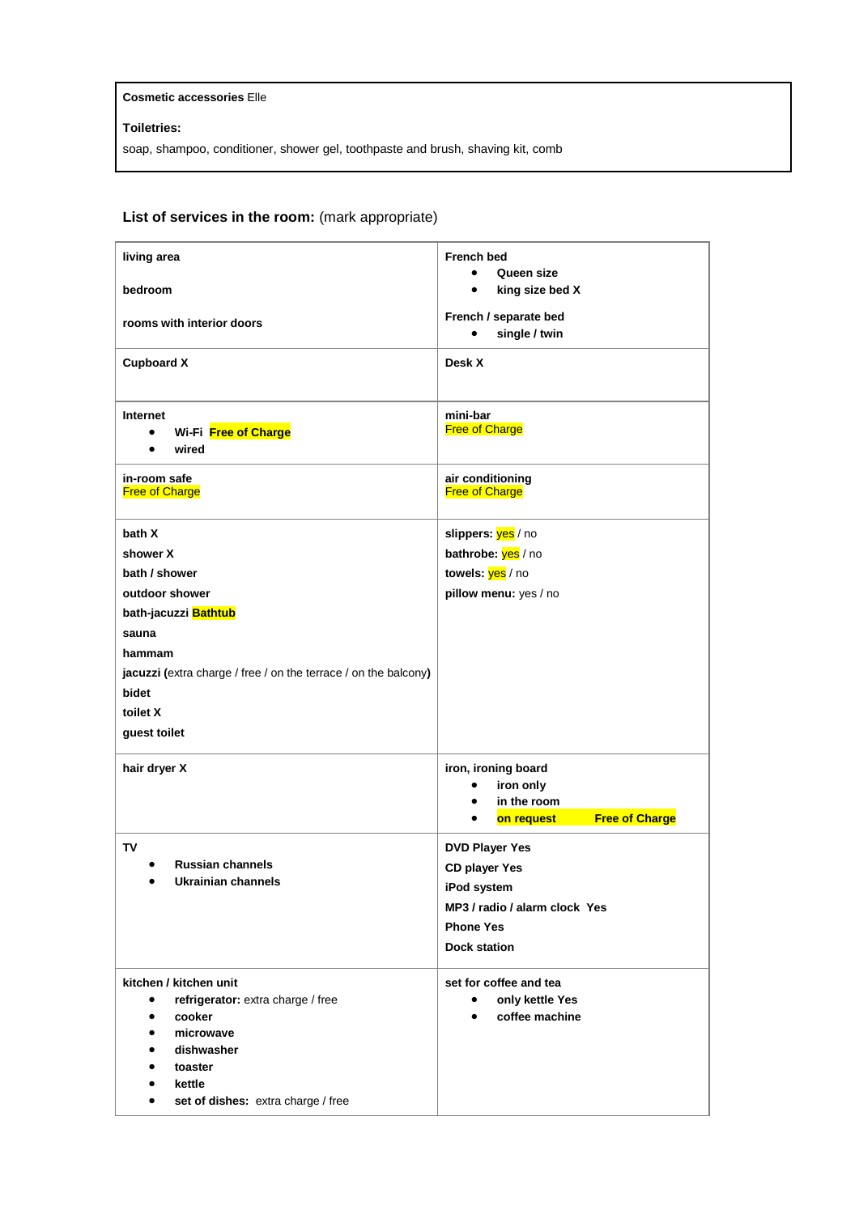| **Cosmetic accessories** Elle |
|---|
| **Toiletries:** |
| soap, shampoo, conditioner, shower gel, toothpaste and brush, shaving kit, comb |

### **List of services in the room:** (mark appropriate)

| | |
|---|---|
| **living area**<br><br>**bedroom**<br><br>**rooms with interior doors** | **French bed**<br>• **Queen size**<br>• **king size bed X**<br><br>**French / separate bed**<br>• **single / twin** |
| **Cupboard X** | **Desk X** |
| **Internet**<br>• **Wi-Fi Free of Charge**<br>• **wired** | **mini-bar**<br>Free of Charge |
| **in-room safe**<br>Free of Charge | **air conditioning**<br>Free of Charge |
| **bath X**<br>**shower X**<br>**bath / shower**<br>**outdoor shower**<br>**bath-jacuzzi Bathtub**<br>**sauna**<br>**hammam**<br>**jacuzzi (**extra charge / free / on the terrace / on the balcony**)**<br>**bidet**<br>**toilet X**<br>**guest toilet** | **slippers:** yes / no<br>**bathrobe:** yes / no<br>**towels:** yes / no<br>**pillow menu:** yes / no |
| **hair dryer X** | **iron, ironing board**<br>• **iron only**<br>• **in the room**<br>• **on request Free of Charge** |
| **TV**<br>• **Russian channels**<br>• **Ukrainian channels** | **DVD Player Yes**<br>**CD player Yes**<br>**iPod system**<br>**MP3 / radio / alarm clock Yes**<br>**Phone Yes**<br>**Dock station** |
| **kitchen / kitchen unit**<br>• **refrigerator:** extra charge / free<br>• **cooker**<br>• **microwave**<br>• **dishwasher**<br>• **toaster**<br>• **kettle**<br>• **set of dishes:** extra charge / free | **set for coffee and tea**<br>• **only kettle Yes**<br>• **coffee machine** |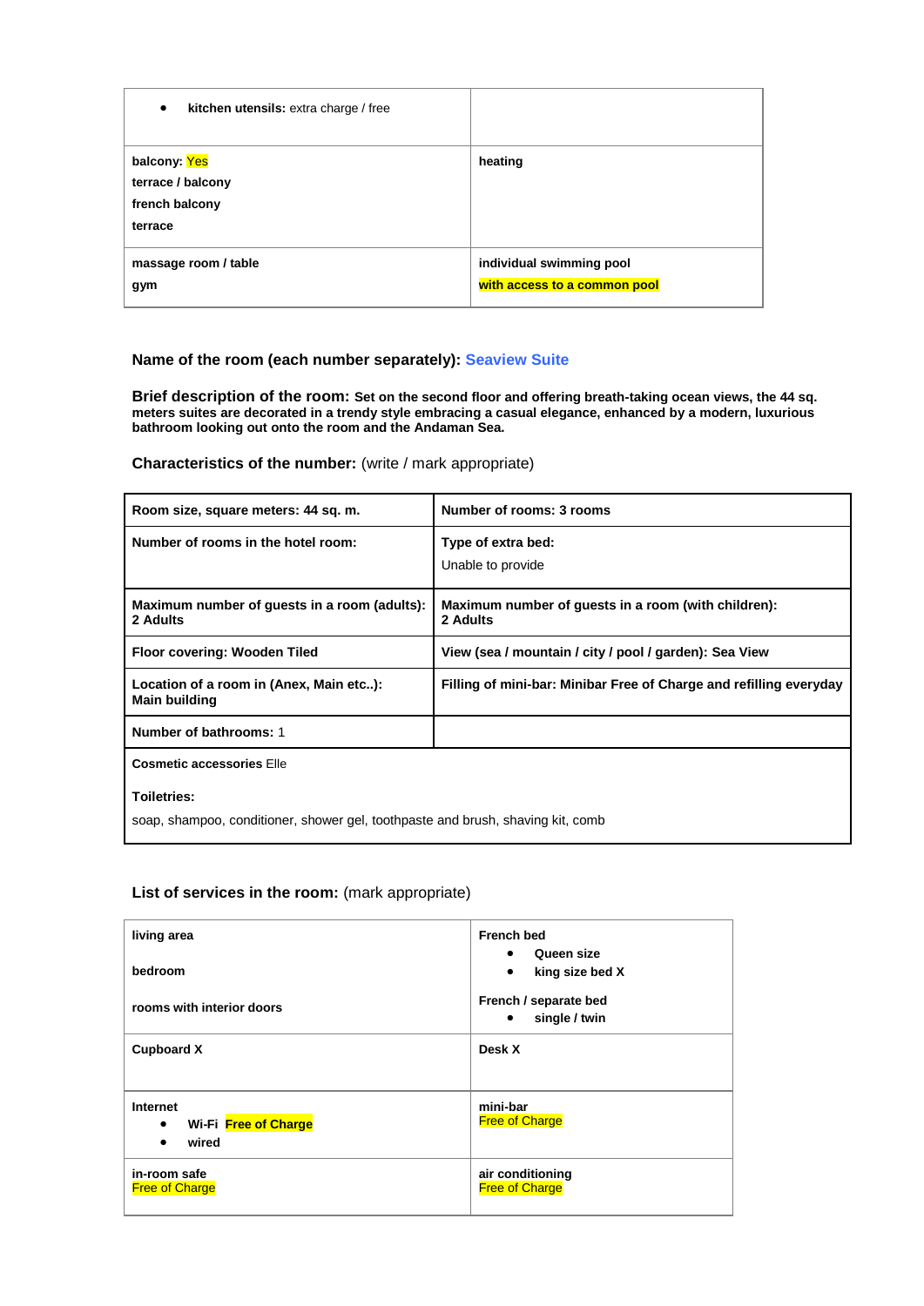| • **kitchen utensils:** extra charge / free | |
|---|---|
| **balcony:** Yes<br>**terrace / balcony**<br>**french balcony**<br>**terrace** | **heating** |
| **massage room / table**<br>**gym** | **individual swimming pool**<br>**with access to a common pool** |

**Name of the room (each number separately):** Seaview Suite

**Brief description of the room: Set on the second floor and offering breath-taking ocean views, the 44 sq. meters suites are decorated in a trendy style embracing a casual elegance, enhanced by a modern, luxurious bathroom looking out onto the room and the Andaman Sea.**

**Characteristics of the number:** (write / mark appropriate)

| **Room size, square meters: 44 sq. m.** | **Number of rooms: 3 rooms** |
|---|---|
| **Number of rooms in the hotel room:** | **Type of extra bed:**<br>Unable to provide |
| **Maximum number of guests in a room (adults): 2 Adults** | **Maximum number of guests in a room (with children): 2 Adults** |
| **Floor covering: Wooden Tiled** | **View (sea / mountain / city / pool / garden): Sea View** |
| **Location of a room in (Anex, Main etc..): Main building** | **Filling of mini-bar: Minibar Free of Charge and refilling everyday** |
| **Number of bathrooms:** 1 | |
| **Cosmetic accessories** Elle<br>**Toiletries:**<br>soap, shampoo, conditioner, shower gel, toothpaste and brush, shaving kit, comb | |

**List of services in the room:** (mark appropriate)

| **living area**<br>**bedroom**<br>**rooms with interior doors** | **French bed**<br>• **Queen size**<br>• **king size bed X**<br>**French / separate bed**<br>• **single / twin** |
|---|---|
| **Cupboard X** | **Desk X** |
| **Internet**<br>• **Wi-Fi Free of Charge**<br>• **wired** | **mini-bar**<br>Free of Charge |
| **in-room safe**<br>Free of Charge | **air conditioning**<br>Free of Charge |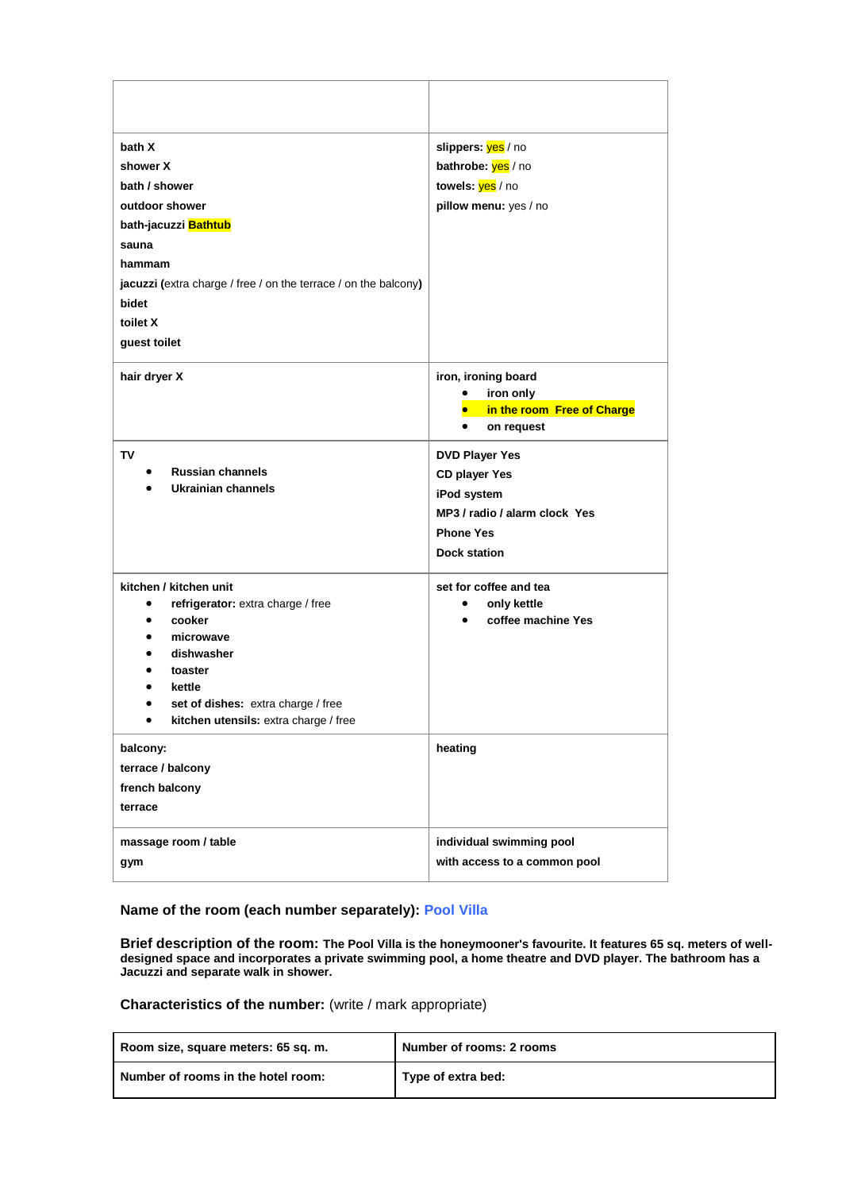| | |
|---|---|
| | |
| **bath X**<br>**shower X**<br>**bath / shower**<br>**outdoor shower**<br>**bath-jacuzzi Bathtub**<br>**sauna**<br>**hammam**<br>**jacuzzi (**extra charge / free / on the terrace / on the balcony**)**<br>**bidet**<br>**toilet X**<br>**guest toilet** | **slippers:** yes / no<br>**bathrobe:** yes / no<br>**towels:** yes / no<br>**pillow menu:** yes / no |
| **hair dryer X** | **iron, ironing board**<br>• **iron only**<br>• **in the room Free of Charge**<br>• **on request** |
| **TV**<br>• **Russian channels**<br>• **Ukrainian channels** | **DVD Player Yes**<br>**CD player Yes**<br>**iPod system**<br>**MP3 / radio / alarm clock Yes**<br>**Phone Yes**<br>**Dock station** |
| **kitchen / kitchen unit**<br>• **refrigerator:** extra charge / free<br>• **cooker**<br>• **microwave**<br>• **dishwasher**<br>• **toaster**<br>• **kettle**<br>• **set of dishes:** extra charge / free<br>• **kitchen utensils:** extra charge / free | **set for coffee and tea**<br>• **only kettle**<br>• **coffee machine Yes** |
| **balcony:**<br>**terrace / balcony**<br>**french balcony**<br>**terrace** | **heating** |
| **massage room / table**<br>**gym** | **individual swimming pool**<br>**with access to a common pool** |

**Name of the room (each number separately):** Pool Villa

**Brief description of the room:** **The Pool Villa is the honeymooner's favourite. It features 65 sq. meters of well-designed space and incorporates a private swimming pool, a home theatre and DVD player. The bathroom has a Jacuzzi and separate walk in shower.**

**Characteristics of the number:** (write / mark appropriate)

| | |
|---|---|
| **Room size, square meters: 65 sq. m.** | **Number of rooms: 2 rooms** |
| **Number of rooms in the hotel room:** | **Type of extra bed:** |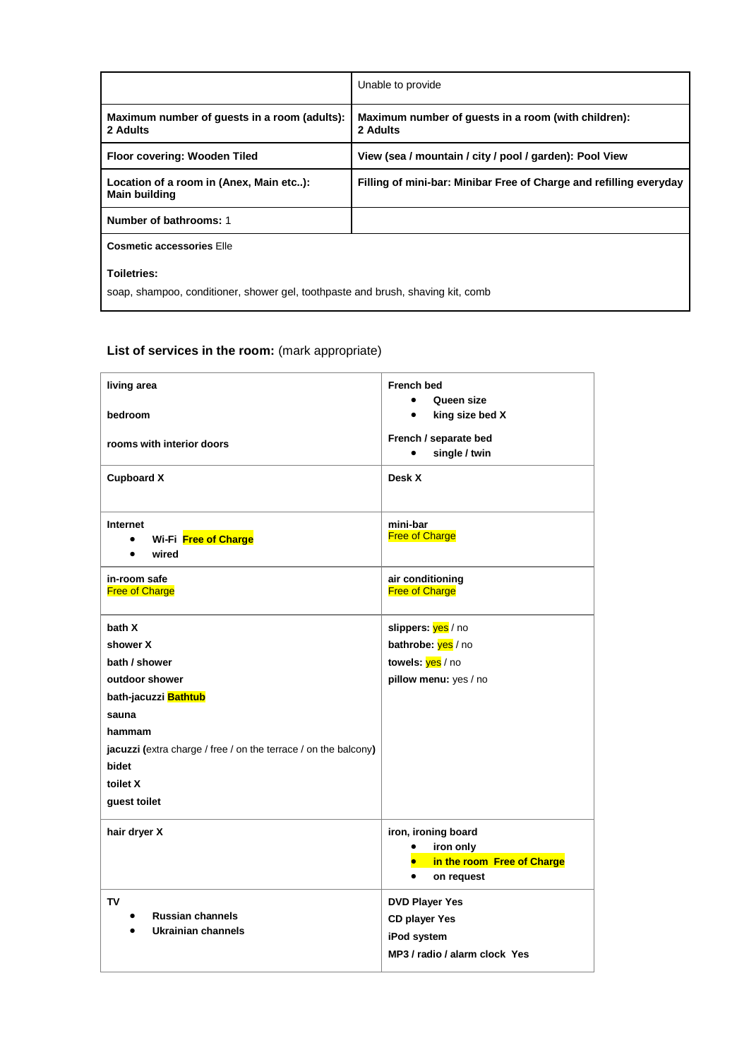| | Unable to provide |
|---|---|
| **Maximum number of guests in a room (adults): 2 Adults** | **Maximum number of guests in a room (with children): 2 Adults** |
| **Floor covering: Wooden Tiled** | **View (sea / mountain / city / pool / garden): Pool View** |
| **Location of a room in (Anex, Main etc..): Main building** | **Filling of mini-bar: Minibar Free of Charge and refilling everyday** |
| **Number of bathrooms:** 1 | |
| **Cosmetic accessories** Elle<br><br>**Toiletries:**<br>soap, shampoo, conditioner, shower gel, toothpaste and brush, shaving kit, comb | |

**List of services in the room:** (mark appropriate)

| | |
|---|---|
| **living area**<br><br>**bedroom**<br><br>**rooms with interior doors** | **French bed**<br>• **Queen size**<br>• **king size bed X**<br><br>**French / separate bed**<br>• **single / twin** |
| **Cupboard X** | **Desk X** |
| **Internet**<br>• **Wi-Fi Free of Charge**<br>• **wired** | **mini-bar**<br>Free of Charge |
| **in-room safe**<br>Free of Charge | **air conditioning**<br>Free of Charge |
| **bath X**<br>**shower X**<br>**bath / shower**<br>**outdoor shower**<br>**bath-jacuzzi Bathtub**<br>**sauna**<br>**hammam**<br>**jacuzzi (**extra charge / free / on the terrace / on the balcony**)**<br>**bidet**<br>**toilet X**<br>**guest toilet** | **slippers:** yes / no<br>**bathrobe:** yes / no<br>**towels:** yes / no<br>**pillow menu:** yes / no |
| **hair dryer X** | **iron, ironing board**<br>• **iron only**<br>• **in the room Free of Charge**<br>• **on request** |
| **TV**<br>• **Russian channels**<br>• **Ukrainian channels** | **DVD Player Yes**<br>**CD player Yes**<br>**iPod system**<br>**MP3 / radio / alarm clock Yes** |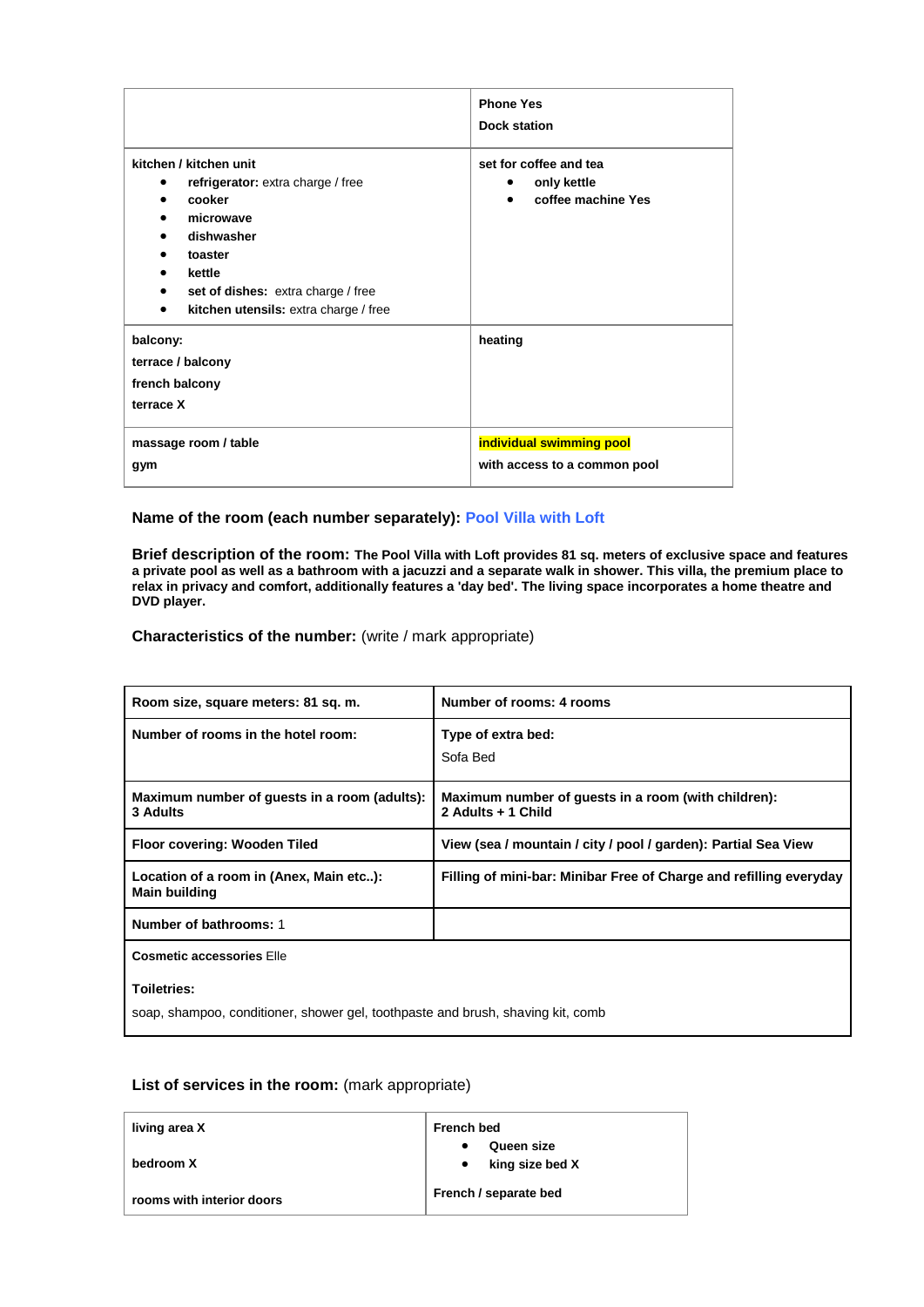| | **Phone Yes**<br><br>**Dock station** |
|---|---|
| **kitchen / kitchen unit**<br>• **refrigerator:** extra charge / free<br>• **cooker**<br>• **microwave**<br>• **dishwasher**<br>• **toaster**<br>• **kettle**<br>• **set of dishes:** extra charge / free<br>• **kitchen utensils:** extra charge / free | **set for coffee and tea**<br>• **only kettle**<br>• **coffee machine Yes** |
| **balcony:**<br>**terrace / balcony**<br>**french balcony**<br>**terrace X** | **heating** |
| **massage room / table**<br>**gym** | **individual swimming pool**<br>**with access to a common pool** |

**Name of the room (each number separately):** Pool Villa with Loft

**Brief description of the room:** **The Pool Villa with Loft provides 81 sq. meters of exclusive space and features a private pool as well as a bathroom with a jacuzzi and a separate walk in shower. This villa, the premium place to relax in privacy and comfort, additionally features a 'day bed'. The living space incorporates a home theatre and DVD player.**

**Characteristics of the number:** (write / mark appropriate)

| **Room size, square meters: 81 sq. m.** | **Number of rooms: 4 rooms** |
|---|---|
| **Number of rooms in the hotel room:** | **Type of extra bed:**<br>Sofa Bed |
| **Maximum number of guests in a room (adults): 3 Adults** | **Maximum number of guests in a room (with children): 2 Adults + 1 Child** |
| **Floor covering: Wooden Tiled** | **View (sea / mountain / city / pool / garden): Partial Sea View** |
| **Location of a room in (Anex, Main etc..): Main building** | **Filling of mini-bar: Minibar Free of Charge and refilling everyday** |
| **Number of bathrooms:** 1 | |
| **Cosmetic accessories** Elle<br><br>**Toiletries:**<br>soap, shampoo, conditioner, shower gel, toothpaste and brush, shaving kit, comb | |

**List of services in the room:** (mark appropriate)

| **living area X**<br><br>**bedroom X**<br><br>**rooms with interior doors** | **French bed**<br>• **Queen size**<br>• **king size bed X**<br><br>**French / separate bed** |
|---|---|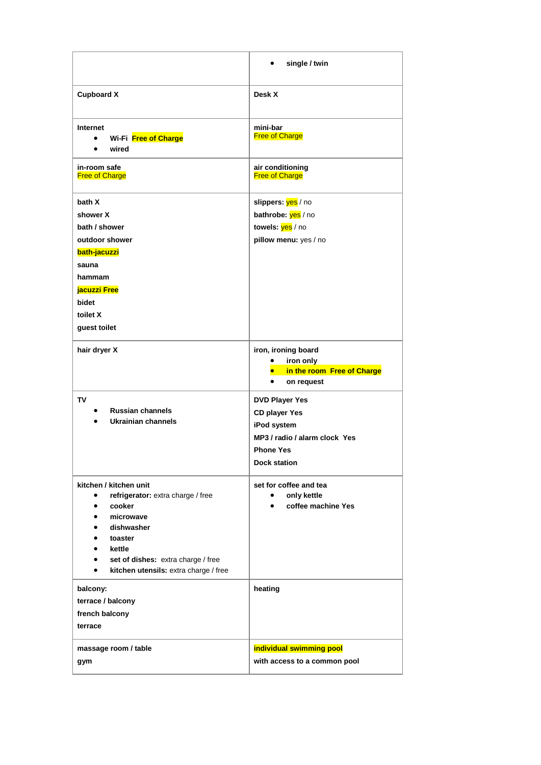| | • single / twin |
|---|---|
| **Cupboard X** | **Desk X** |
| **Internet**<br>• **Wi-Fi Free of Charge**<br>• **wired** | **mini-bar**<br>Free of Charge |
| **in-room safe**<br>Free of Charge | **air conditioning**<br>Free of Charge |
| **bath X**<br>**shower X**<br>**bath / shower**<br>**outdoor shower**<br>**bath-jacuzzi**<br>**sauna**<br>**hammam**<br>**jacuzzi Free**<br>**bidet**<br>**toilet X**<br>**guest toilet** | **slippers:** yes / no<br>**bathrobe:** yes / no<br>**towels:** yes / no<br>**pillow menu:** yes / no |
| **hair dryer X** | **iron, ironing board**<br>• **iron only**<br>• **in the room Free of Charge**<br>• **on request** |
| **TV**<br>• **Russian channels**<br>• **Ukrainian channels** | **DVD Player Yes**<br>**CD player Yes**<br>**iPod system**<br>**MP3 / radio / alarm clock Yes**<br>**Phone Yes**<br>**Dock station** |
| **kitchen / kitchen unit**<br>• **refrigerator:** extra charge / free<br>• **cooker**<br>• **microwave**<br>• **dishwasher**<br>• **toaster**<br>• **kettle**<br>• **set of dishes:** extra charge / free<br>• **kitchen utensils:** extra charge / free | **set for coffee and tea**<br>• **only kettle**<br>• **coffee machine Yes** |
| **balcony:**<br>**terrace / balcony**<br>**french balcony**<br>**terrace** | **heating** |
| **massage room / table**<br>**gym** | **individual swimming pool**<br>**with access to a common pool** |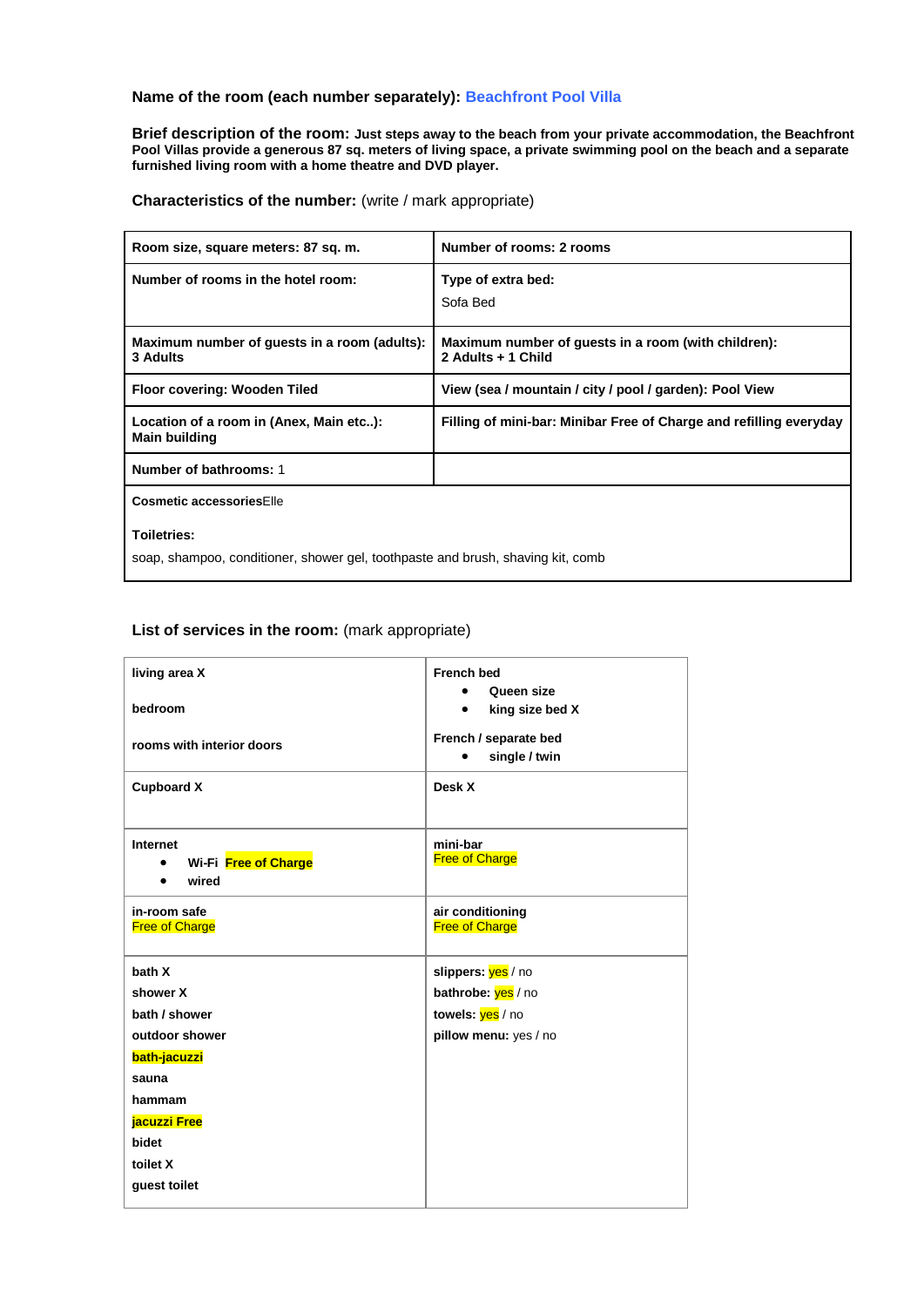**Name of the room (each number separately):** Beachfront Pool Villa

**Brief description of the room:** **Just steps away to the beach from your private accommodation, the Beachfront Pool Villas provide a generous 87 sq. meters of living space, a private swimming pool on the beach and a separate furnished living room with a home theatre and DVD player.**

**Characteristics of the number:** (write / mark appropriate)

| | |
|---|---|
| **Room size, square meters: 87 sq. m.** | **Number of rooms: 2 rooms** |
| **Number of rooms in the hotel room:** | **Type of extra bed:** Sofa Bed |
| **Maximum number of guests in a room (adults): 3 Adults** | **Maximum number of guests in a room (with children): 2 Adults + 1 Child** |
| **Floor covering: Wooden Tiled** | **View (sea / mountain / city / pool / garden): Pool View** |
| **Location of a room in (Anex, Main etc..): Main building** | **Filling of mini-bar: Minibar Free of Charge and refilling everyday** |
| **Number of bathrooms:** 1 | |
| **Cosmetic accessories**Elle<br><br>**Toiletries:**<br><br>soap, shampoo, conditioner, shower gel, toothpaste and brush, shaving kit, comb | |

**List of services in the room:** (mark appropriate)

| | |
|---|---|
| **living area X**<br><br>**bedroom**<br><br>**rooms with interior doors** | **French bed**<br>• **Queen size**<br>• **king size bed X**<br><br>**French / separate bed**<br>• **single / twin** |
| **Cupboard X** | **Desk X** |
| **Internet**<br>• **Wi-Fi** **Free of Charge**<br>• **wired** | **mini-bar**<br>Free of Charge |
| **in-room safe**<br>Free of Charge | **air conditioning**<br>Free of Charge |
| **bath X**<br>**shower X**<br>**bath / shower**<br>**outdoor shower**<br>**bath-jacuzzi**<br>**sauna**<br>**hammam**<br>**jacuzzi Free**<br>**bidet**<br>**toilet X**<br>**guest toilet** | **slippers:** yes / no<br>**bathrobe:** yes / no<br>**towels:** yes / no<br>**pillow menu:** yes / no |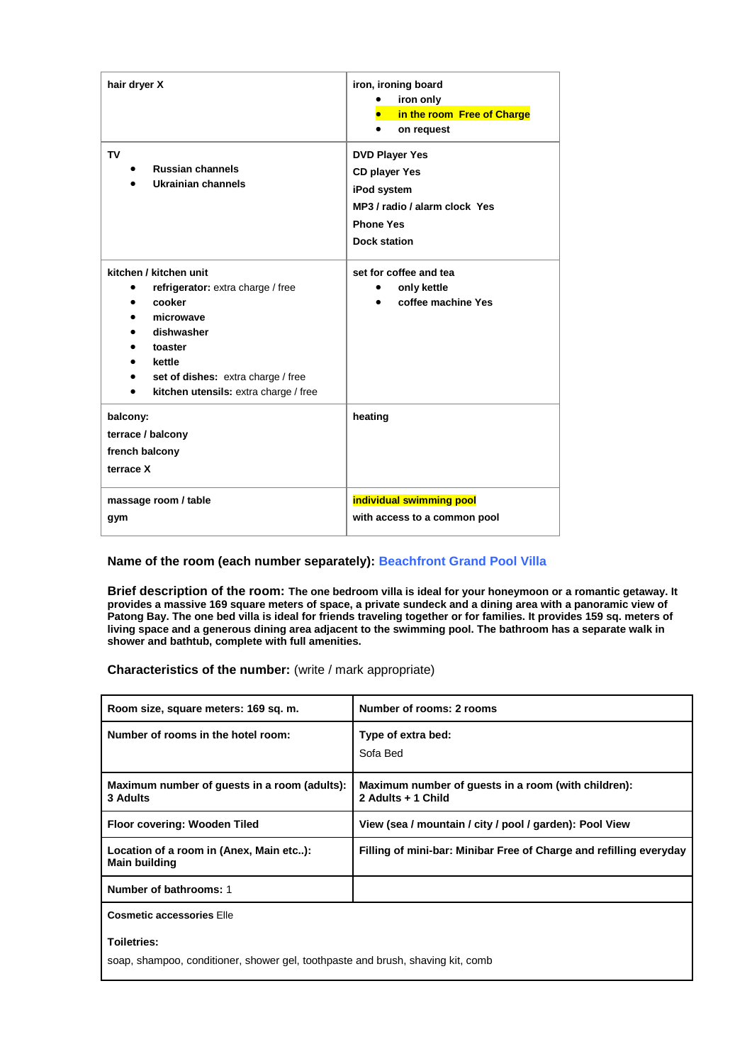| **hair dryer X** | **iron, ironing board**<br>• **iron only**<br>• **in the room Free of Charge**<br>• **on request** |
|---|---|
| **TV**<br>• **Russian channels**<br>• **Ukrainian channels** | **DVD Player Yes**<br>**CD player Yes**<br>**iPod system**<br>**MP3 / radio / alarm clock Yes**<br>**Phone Yes**<br>**Dock station** |
| **kitchen / kitchen unit**<br>• **refrigerator:** extra charge / free<br>• **cooker**<br>• **microwave**<br>• **dishwasher**<br>• **toaster**<br>• **kettle**<br>• **set of dishes:** extra charge / free<br>• **kitchen utensils:** extra charge / free | **set for coffee and tea**<br>• **only kettle**<br>• **coffee machine Yes** |
| **balcony:**<br>**terrace / balcony**<br>**french balcony**<br>**terrace X** | **heating** |
| **massage room / table**<br>**gym** | **individual swimming pool**<br>**with access to a common pool** |

**Name of the room (each number separately):** Beachfront Grand Pool Villa

**Brief description of the room:** **The one bedroom villa is ideal for your honeymoon or a romantic getaway. It provides a massive 169 square meters of space, a private sundeck and a dining area with a panoramic view of Patong Bay. The one bed villa is ideal for friends traveling together or for families. It provides 159 sq. meters of living space and a generous dining area adjacent to the swimming pool. The bathroom has a separate walk in shower and bathtub, complete with full amenities.**

**Characteristics of the number:** (write / mark appropriate)

| **Room size, square meters: 169 sq. m.** | **Number of rooms: 2 rooms** |
|---|---|
| **Number of rooms in the hotel room:** | **Type of extra bed:**<br>Sofa Bed |
| **Maximum number of guests in a room (adults): 3 Adults** | **Maximum number of guests in a room (with children): 2 Adults + 1 Child** |
| **Floor covering: Wooden Tiled** | **View (sea / mountain / city / pool / garden): Pool View** |
| **Location of a room in (Anex, Main etc..): Main building** | **Filling of mini-bar: Minibar Free of Charge and refilling everyday** |
| **Number of bathrooms:** 1 | |
| **Cosmetic accessories** Elle<br><br>**Toiletries:**<br>soap, shampoo, conditioner, shower gel, toothpaste and brush, shaving kit, comb | |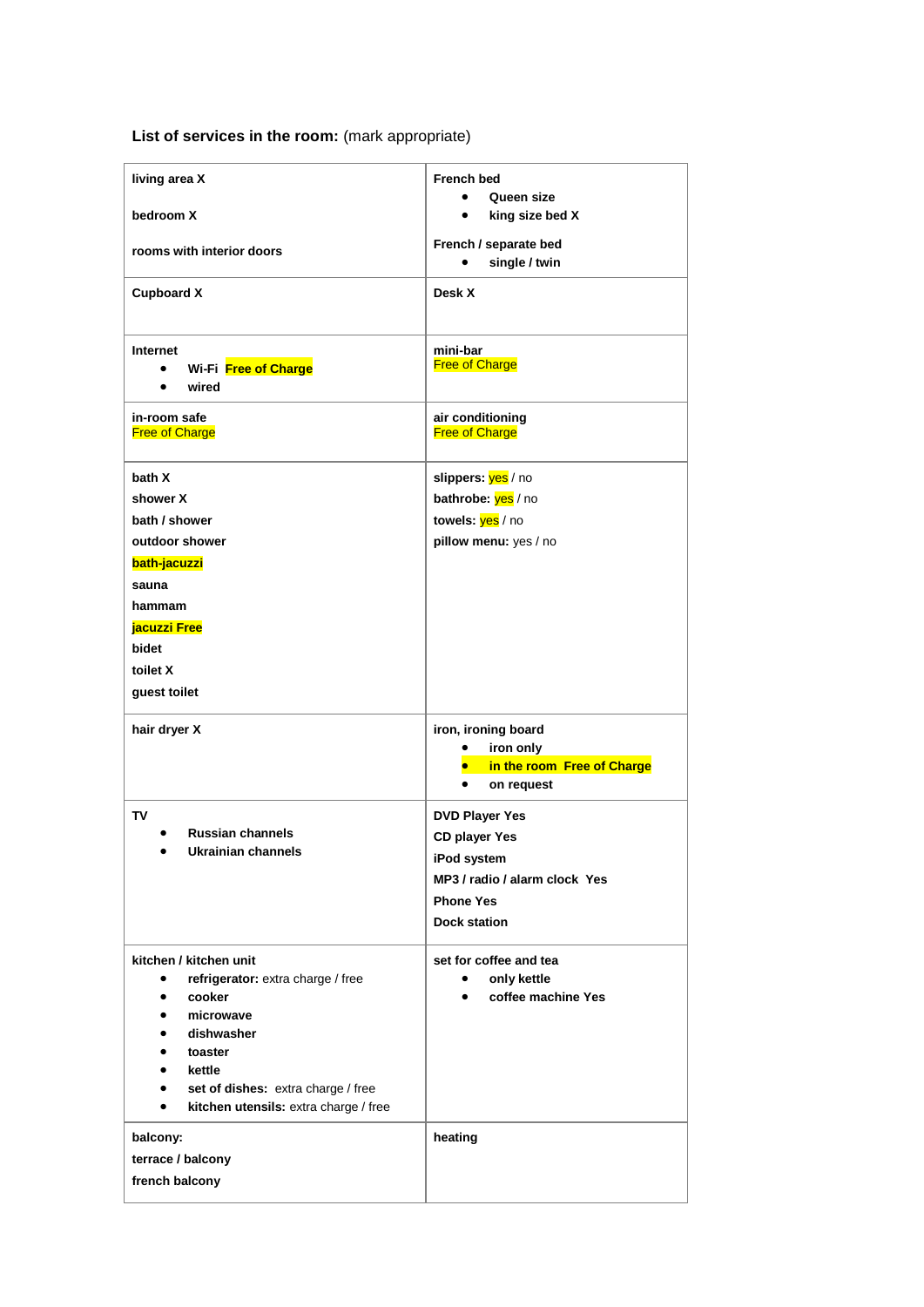**List of services in the room:** (mark appropriate)

| | |
|---|---|
| **living area X**<br><br>**bedroom X**<br><br>**rooms with interior doors** | **French bed**<br>• **Queen size**<br>• **king size bed X**<br><br>**French / separate bed**<br>• **single / twin** |
| **Cupboard X** | **Desk X** |
| **Internet**<br>• **Wi-Fi Free of Charge**<br>• **wired** | **mini-bar**<br>Free of Charge |
| **in-room safe**<br>Free of Charge | **air conditioning**<br>Free of Charge |
| **bath X**<br>**shower X**<br>**bath / shower**<br>**outdoor shower**<br>**bath-jacuzzi**<br>**sauna**<br>**hammam**<br>**jacuzzi Free**<br>**bidet**<br>**toilet X**<br>**guest toilet** | **slippers:** yes / no<br>**bathrobe:** yes / no<br>**towels:** yes / no<br>**pillow menu:** yes / no |
| **hair dryer X** | **iron, ironing board**<br>• **iron only**<br>• **in the room Free of Charge**<br>• **on request** |
| **TV**<br>• **Russian channels**<br>• **Ukrainian channels** | **DVD Player Yes**<br>**CD player Yes**<br>**iPod system**<br>**MP3 / radio / alarm clock Yes**<br>**Phone Yes**<br>**Dock station** |
| **kitchen / kitchen unit**<br>• **refrigerator:** extra charge / free<br>• **cooker**<br>• **microwave**<br>• **dishwasher**<br>• **toaster**<br>• **kettle**<br>• **set of dishes:** extra charge / free<br>• **kitchen utensils:** extra charge / free | **set for coffee and tea**<br>• **only kettle**<br>• **coffee machine Yes** |
| **balcony:**<br>**terrace / balcony**<br>**french balcony** | **heating** |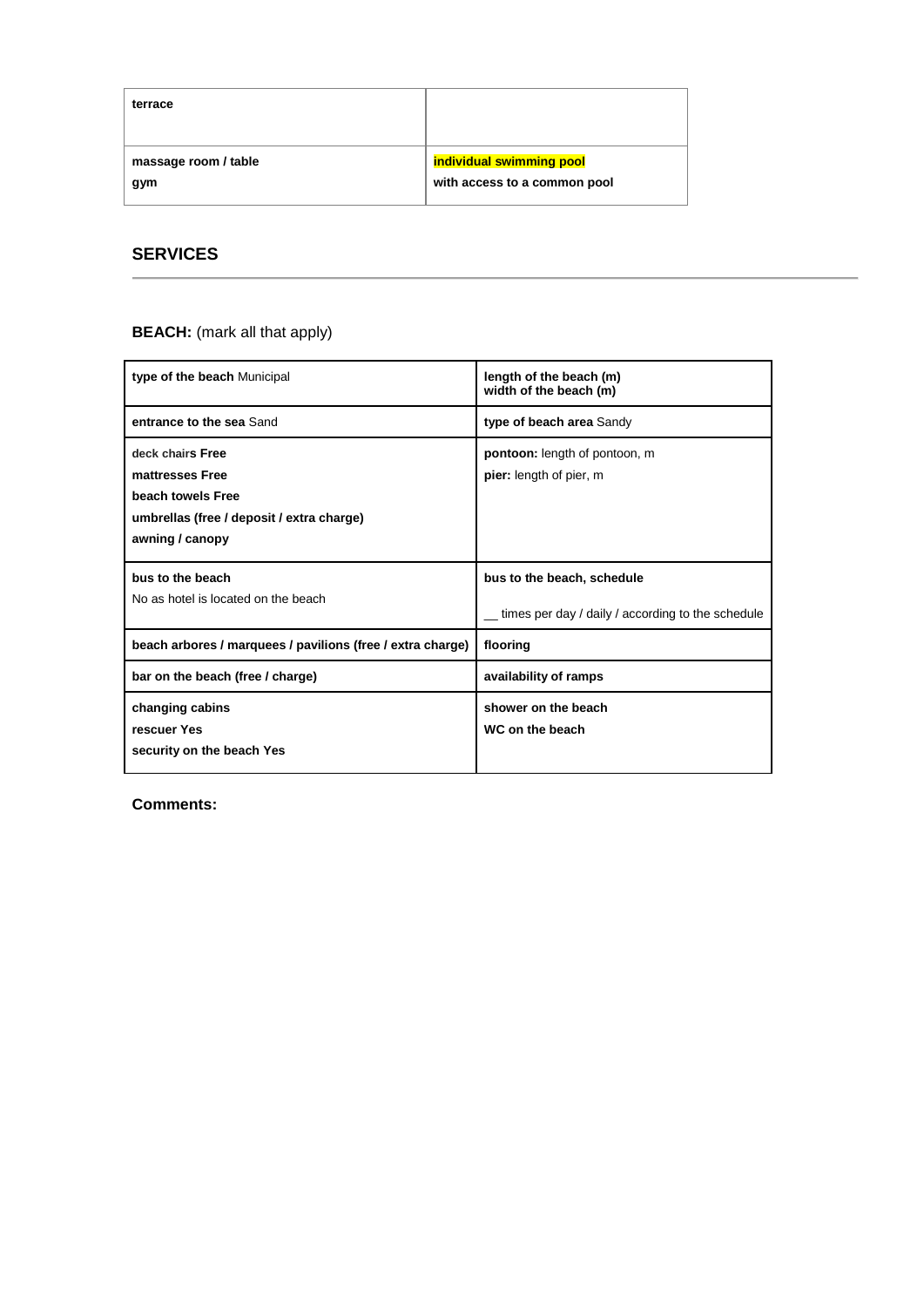| terrace | |
|---|---|
| **massage room / table**<br>**gym** | **individual swimming pool**<br>**with access to a common pool** |

## SERVICES

**BEACH:** (mark all that apply)

| **type of the beach** Municipal | **length of the beach (m)**<br>**width of the beach (m)** |
|---|---|
| **entrance to the sea** Sand | **type of beach area** Sandy |
| **deck chairs Free**<br>**mattresses Free**<br>**beach towels Free**<br>**umbrellas (free / deposit / extra charge)**<br>**awning / canopy** | **pontoon:** length of pontoon, m<br>**pier:** length of pier, m |
| **bus to the beach**<br>No as hotel is located on the beach | **bus to the beach, schedule**<br>__ times per day / daily / according to the schedule |
| **beach arbores / marquees / pavilions (free / extra charge)** | **flooring** |
| **bar on the beach (free / charge)** | **availability of ramps** |
| **changing cabins**<br>**rescuer Yes**<br>**security on the beach Yes** | **shower on the beach**<br>**WC on the beach** |

**Comments:**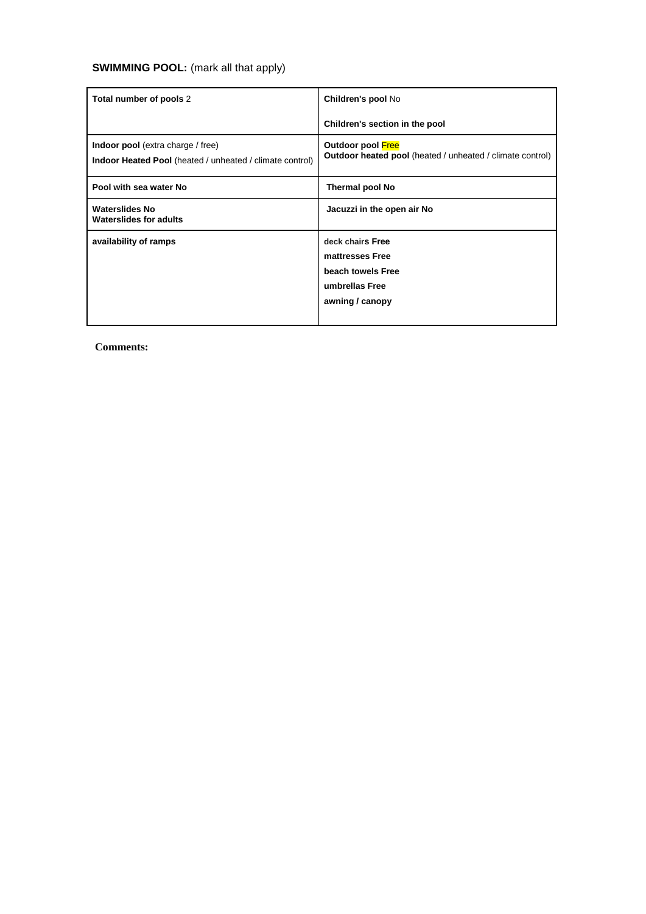**SWIMMING POOL:** (mark all that apply)

| | |
|---|---|
| **Total number of pools** 2 | **Children's pool** No<br><br>**Children's section in the pool** |
| **Indoor pool** (extra charge / free)<br>**Indoor Heated Pool** (heated / unheated / climate control) | **Outdoor pool** Free<br>**Outdoor heated pool** (heated / unheated / climate control) |
| **Pool with sea water No** | **Thermal pool No** |
| **Waterslides No**<br>**Waterslides for adults** | **Jacuzzi in the open air No** |
| **availability of ramps** | **deck chairs Free**<br>**mattresses Free**<br>**beach towels Free**<br>**umbrellas Free**<br>**awning / canopy** |

**Comments:**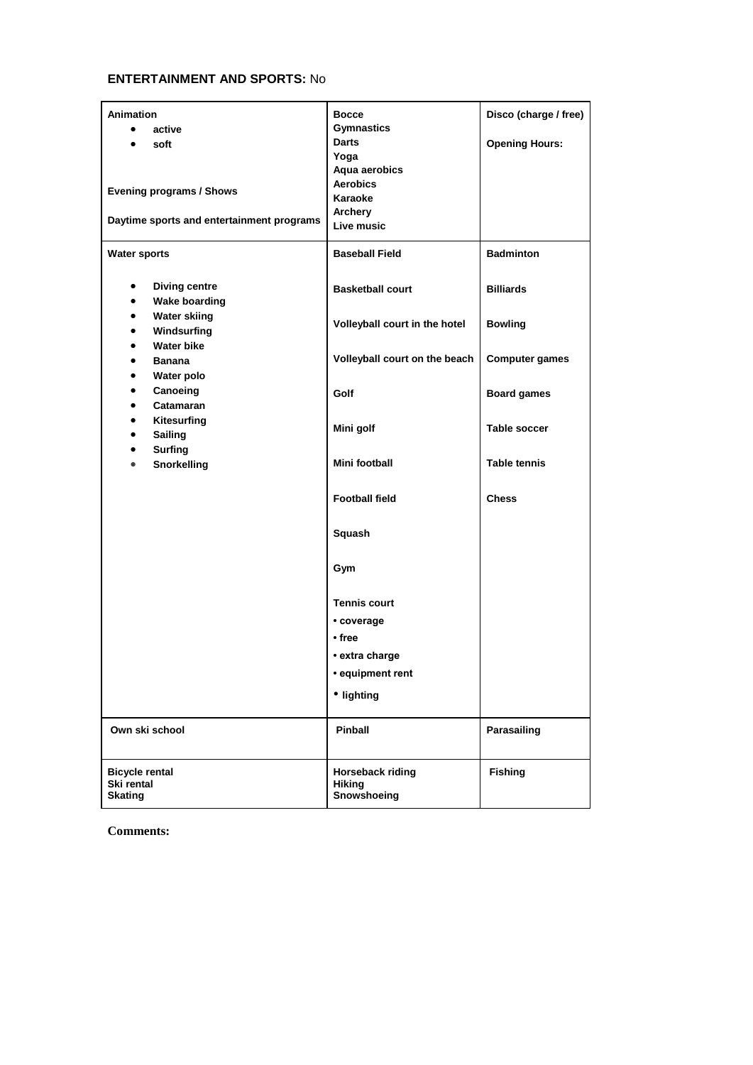**ENTERTAINMENT AND SPORTS:** No

| | | |
|---|---|---|
| **Animation**<br>• **active**<br>• **soft**<br><br>**Evening programs / Shows**<br><br>**Daytime sports and entertainment programs** | **Bocce**<br>**Gymnastics**<br>**Darts**<br>**Yoga**<br>**Aqua aerobics**<br>**Aerobics**<br>**Karaoke**<br>**Archery**<br>**Live music** | **Disco (charge / free)**<br><br>**Opening Hours:** |
| **Water sports**<br><br>• **Diving centre**<br>• **Wake boarding**<br>• **Water skiing**<br>• **Windsurfing**<br>• **Water bike**<br>• **Banana**<br>• **Water polo**<br>• **Canoeing**<br>• **Catamaran**<br>• **Kitesurfing**<br>• **Sailing**<br>• **Surfing**<br>• **Snorkelling** | **Baseball Field**<br><br>**Basketball court**<br><br>**Volleyball court in the hotel**<br><br>**Volleyball court on the beach**<br><br>**Golf**<br><br>**Mini golf**<br><br>**Mini football**<br><br>**Football field**<br><br>**Squash**<br><br>**Gym**<br><br>**Tennis court**<br>• **coverage**<br>• **free**<br>• **extra charge**<br>• **equipment rent**<br>• **lighting** | **Badminton**<br><br>**Billiards**<br><br>**Bowling**<br><br>**Computer games**<br><br>**Board games**<br><br>**Table soccer**<br><br>**Table tennis**<br><br>**Chess** |
| **Own ski school** | **Pinball** | **Parasailing** |
| **Bicycle rental**<br>**Ski rental**<br>**Skating** | **Horseback riding**<br>**Hiking**<br>**Snowshoeing** | **Fishing** |

**Comments:**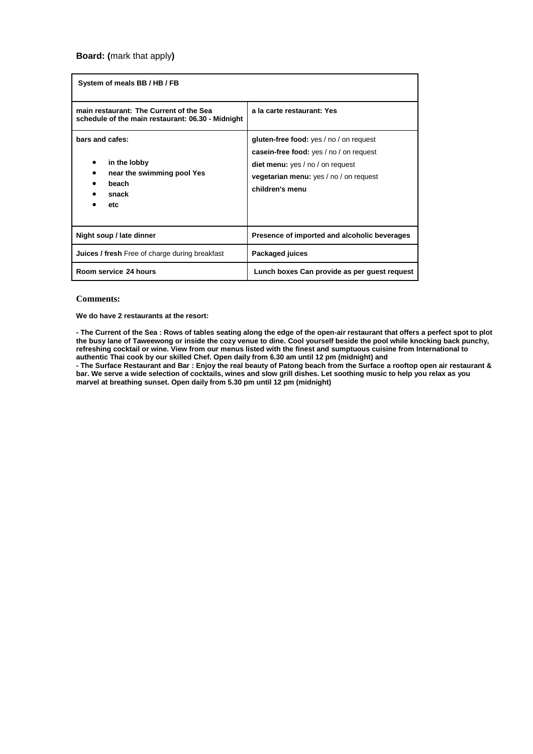**Board: (**mark that apply**)**

| System of meals BB / HB / FB | |
|---|---|
| **main restaurant: The Current of the Sea**<br>**schedule of the main restaurant: 06.30 - Midnight** | **a la carte restaurant: Yes** |
| **bars and cafes:**<br>• **in the lobby**<br>• **near the swimming pool Yes**<br>• **beach**<br>• **snack**<br>• **etc** | **gluten-free food:** yes / no / on request<br>**casein-free food:** yes / no / on request<br>**diet menu:** yes / no / on request<br>**vegetarian menu:** yes / no / on request<br>**children's menu** |
| **Night soup / late dinner** | **Presence of imported and alcoholic beverages** |
| **Juices / fresh** Free of charge during breakfast | **Packaged juices** |
| **Room service 24 hours** | **Lunch boxes Can provide as per guest request** |

**Comments:**

**We do have 2 restaurants at the resort:**

**- The Current of the Sea : Rows of tables seating along the edge of the open-air restaurant that offers a perfect spot to plot the busy lane of Taweewong or inside the cozy venue to dine. Cool yourself beside the pool while knocking back punchy, refreshing cocktail or wine. View from our menus listed with the finest and sumptuous cuisine from International to authentic Thai cook by our skilled Chef. Open daily from 6.30 am until 12 pm (midnight) and**
**- The Surface Restaurant and Bar : Enjoy the real beauty of Patong beach from the Surface a rooftop open air restaurant & bar. We serve a wide selection of cocktails, wines and slow grill dishes. Let soothing music to help you relax as you marvel at breathing sunset. Open daily from 5.30 pm until 12 pm (midnight)**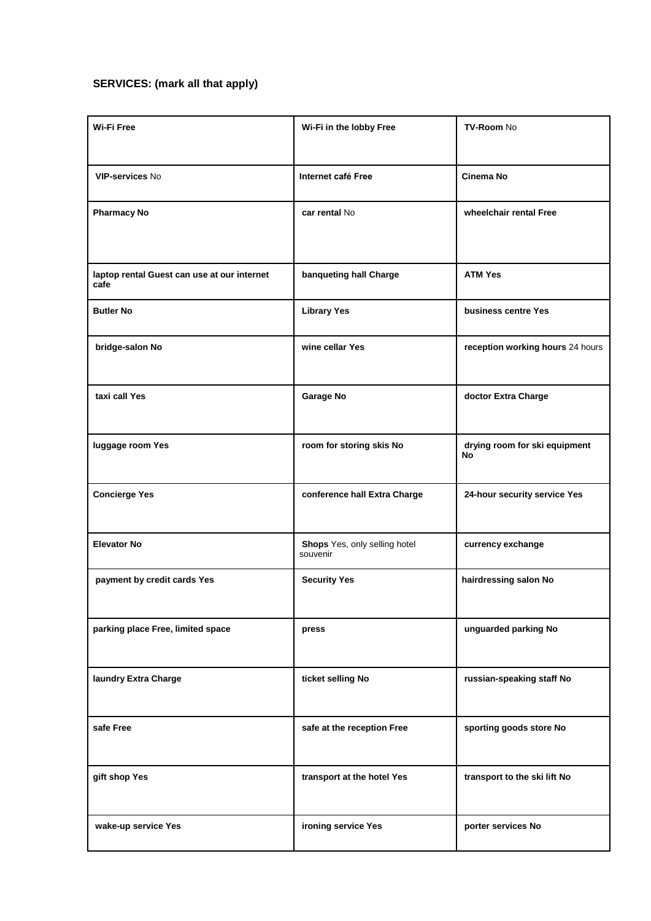**SERVICES: (mark all that apply)**

| | | |
|---|---|---|
| **Wi-Fi Free** | **Wi-Fi in the lobby Free** | **TV-Room** No |
| **VIP-services** No | **Internet café Free** | **Cinema No** |
| **Pharmacy No** | **car rental** No | **wheelchair rental Free** |
| **laptop rental Guest can use at our internet cafe** | **banqueting hall Charge** | **ATM Yes** |
| **Butler No** | **Library Yes** | **business centre Yes** |
| **bridge-salon No** | **wine cellar Yes** | **reception working hours** 24 hours |
| **taxi call Yes** | **Garage No** | **doctor Extra Charge** |
| **luggage room Yes** | **room for storing skis No** | **drying room for ski equipment No** |
| **Concierge Yes** | **conference hall Extra Charge** | **24-hour security service Yes** |
| **Elevator No** | **Shops** Yes, only selling hotel souvenir | **currency exchange** |
| **payment by credit cards Yes** | **Security Yes** | **hairdressing salon No** |
| **parking place Free, limited space** | **press** | **unguarded parking No** |
| **laundry Extra Charge** | **ticket selling No** | **russian-speaking staff No** |
| **safe Free** | **safe at the reception Free** | **sporting goods store No** |
| **gift shop Yes** | **transport at the hotel Yes** | **transport to the ski lift No** |
| **wake-up service Yes** | **ironing service Yes** | **porter services No** |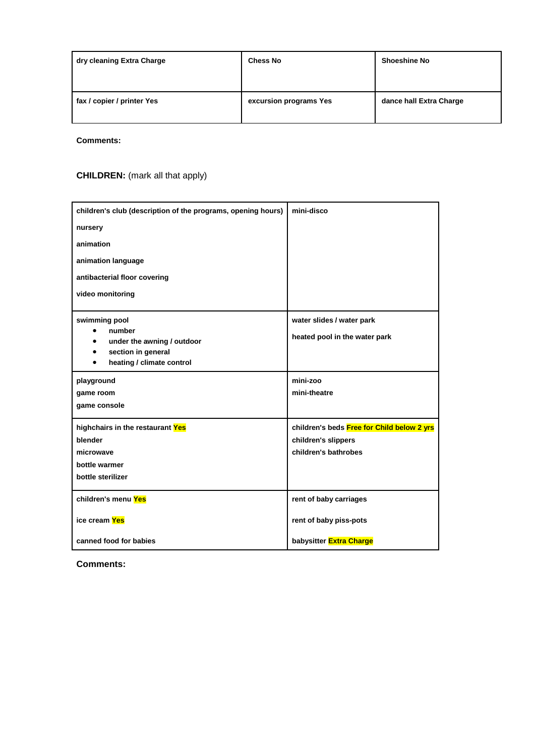| dry cleaning Extra Charge | Chess No | Shoeshine No |
|---|---|---|
| fax / copier / printer Yes | excursion programs Yes | dance hall Extra Charge |

**Comments:**

**CHILDREN:** (mark all that apply)

| children's club (description of the programs, opening hours)<br>nursery<br>animation<br>animation language<br>antibacterial floor covering<br>video monitoring | mini-disco |
|---|---|
| swimming pool<br>• number<br>• under the awning / outdoor<br>• section in general<br>• heating / climate control | water slides / water park<br>heated pool in the water park |
| playground<br>game room<br>game console | mini-zoo<br>mini-theatre |
| highchairs in the restaurant Yes<br>blender<br>microwave<br>bottle warmer<br>bottle sterilizer | children's beds Free for Child below 2 yrs<br>children's slippers<br>children's bathrobes |
| children's menu Yes<br>ice cream Yes<br>canned food for babies | rent of baby carriages<br>rent of baby piss-pots<br>babysitter Extra Charge |

**Comments:**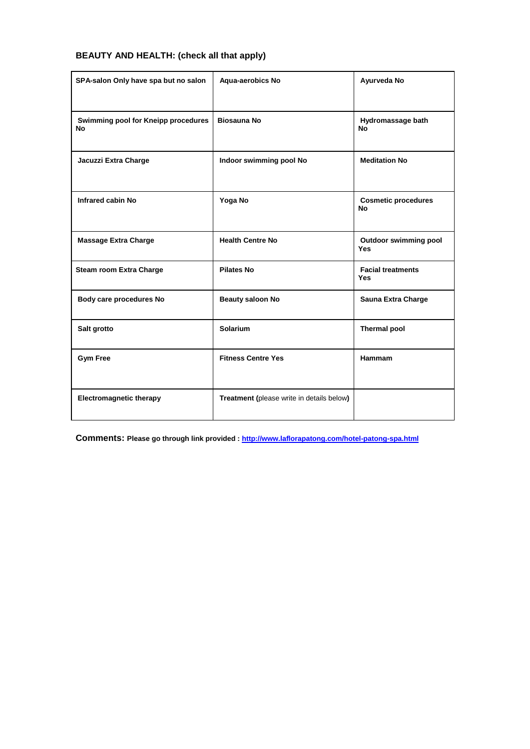**BEAUTY AND HEALTH: (check all that apply)**

| | | |
|---|---|---|
| **SPA-salon Only have spa but no salon** | **Aqua-aerobics No** | **Ayurveda No** |
| **Swimming pool for Kneipp procedures No** | **Biosauna No** | **Hydromassage bath No** |
| **Jacuzzi Extra Charge** | **Indoor swimming pool No** | **Meditation No** |
| **Infrared cabin No** | **Yoga No** | **Cosmetic procedures No** |
| **Massage Extra Charge** | **Health Centre No** | **Outdoor swimming pool Yes** |
| **Steam room Extra Charge** | **Pilates No** | **Facial treatments Yes** |
| **Body care procedures No** | **Beauty saloon No** | **Sauna Extra Charge** |
| **Salt grotto** | **Solarium** | **Thermal pool** |
| **Gym Free** | **Fitness Centre Yes** | **Hammam** |
| **Electromagnetic therapy** | **Treatment (**please write in details below**)** | |

**Comments: Please go through link provided : http://www.laflorapatong.com/hotel-patong-spa.html**